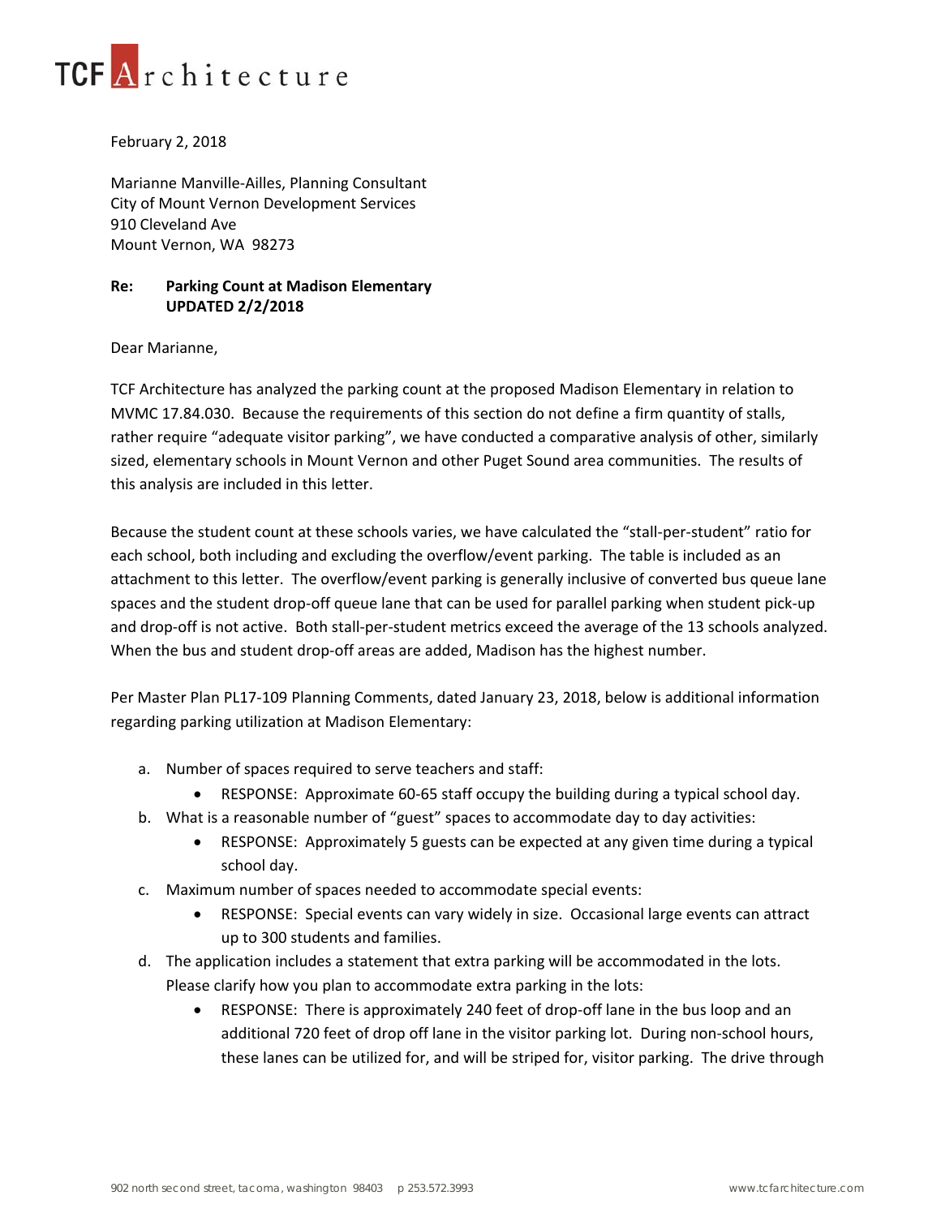TCF Architecture

February 2, 2018

Marianne Manville-Ailles, Planning Consultant
City of Mount Vernon Development Services
910 Cleveland Ave
Mount Vernon, WA 98273

**Re: Parking Count at Madison Elementary**
**UPDATED 2/2/2018**

Dear Marianne,

TCF Architecture has analyzed the parking count at the proposed Madison Elementary in relation to MVMC 17.84.030. Because the requirements of this section do not define a firm quantity of stalls, rather require "adequate visitor parking", we have conducted a comparative analysis of other, similarly sized, elementary schools in Mount Vernon and other Puget Sound area communities. The results of this analysis are included in this letter.

Because the student count at these schools varies, we have calculated the "stall-per-student" ratio for each school, both including and excluding the overflow/event parking. The table is included as an attachment to this letter. The overflow/event parking is generally inclusive of converted bus queue lane spaces and the student drop-off queue lane that can be used for parallel parking when student pick-up and drop-off is not active. Both stall-per-student metrics exceed the average of the 13 schools analyzed. When the bus and student drop-off areas are added, Madison has the highest number.

Per Master Plan PL17-109 Planning Comments, dated January 23, 2018, below is additional information regarding parking utilization at Madison Elementary:

a. Number of spaces required to serve teachers and staff:
   - RESPONSE: Approximate 60-65 staff occupy the building during a typical school day.
b. What is a reasonable number of "guest" spaces to accommodate day to day activities:
   - RESPONSE: Approximately 5 guests can be expected at any given time during a typical school day.
c. Maximum number of spaces needed to accommodate special events:
   - RESPONSE: Special events can vary widely in size. Occasional large events can attract up to 300 students and families.
d. The application includes a statement that extra parking will be accommodated in the lots. Please clarify how you plan to accommodate extra parking in the lots:
   - RESPONSE: There is approximately 240 feet of drop-off lane in the bus loop and an additional 720 feet of drop off lane in the visitor parking lot. During non-school hours, these lanes can be utilized for, and will be striped for, visitor parking. The drive through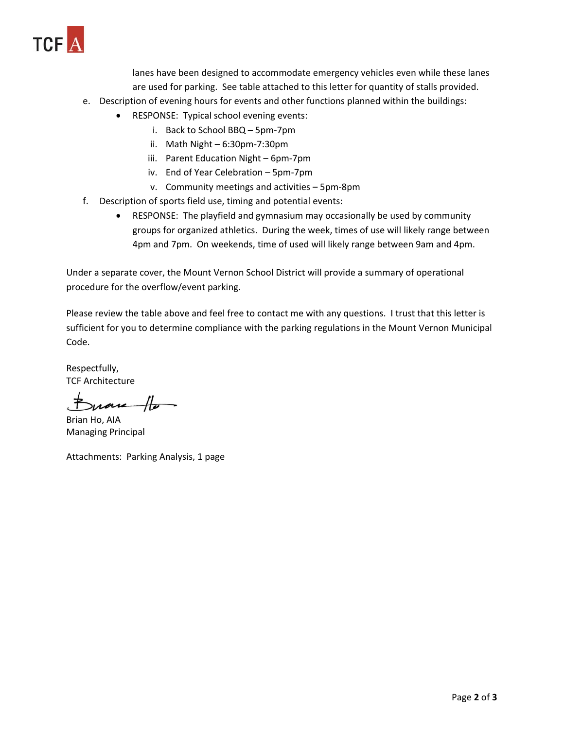lanes have been designed to accommodate emergency vehicles even while these lanes are used for parking. See table attached to this letter for quantity of stalls provided.

e. Description of evening hours for events and other functions planned within the buildings:
   - RESPONSE: Typical school evening events:
     i. Back to School BBQ – 5pm-7pm
     ii. Math Night – 6:30pm-7:30pm
     iii. Parent Education Night – 6pm-7pm
     iv. End of Year Celebration – 5pm-7pm
     v. Community meetings and activities – 5pm-8pm

f. Description of sports field use, timing and potential events:
   - RESPONSE: The playfield and gymnasium may occasionally be used by community groups for organized athletics. During the week, times of use will likely range between 4pm and 7pm. On weekends, time of used will likely range between 9am and 4pm.

Under a separate cover, the Mount Vernon School District will provide a summary of operational procedure for the overflow/event parking.

Please review the table above and feel free to contact me with any questions. I trust that this letter is sufficient for you to determine compliance with the parking regulations in the Mount Vernon Municipal Code.

Respectfully,
TCF Architecture

Brian Ho, AIA
Managing Principal

Attachments: Parking Analysis, 1 page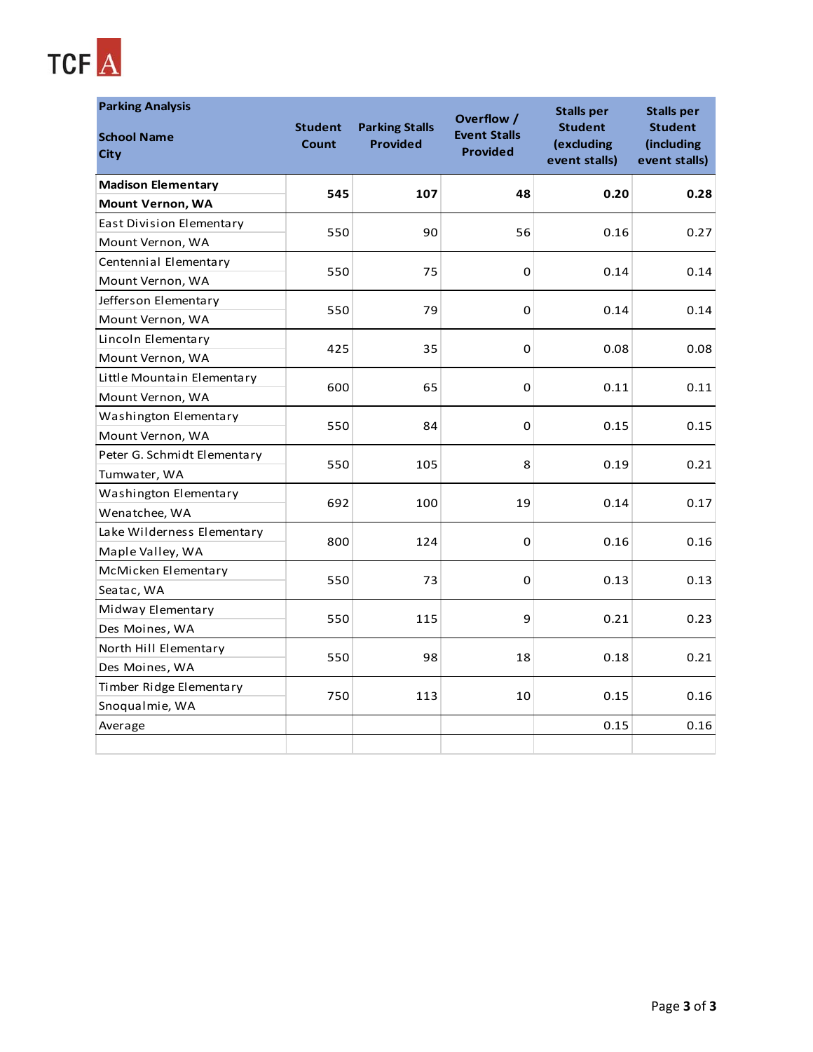| Parking Analysis<br><br>School Name<br>City | Student Count | Parking Stalls Provided | Overflow / Event Stalls Provided | Stalls per Student (excluding event stalls) | Stalls per Student (including event stalls) |
|---|---|---|---|---|---|
| **Madison Elementary**<br>**Mount Vernon, WA** | **545** | **107** | **48** | **0.20** | **0.28** |
| East Division Elementary<br>Mount Vernon, WA | 550 | 90 | 56 | 0.16 | 0.27 |
| Centennial Elementary<br>Mount Vernon, WA | 550 | 75 | 0 | 0.14 | 0.14 |
| Jefferson Elementary<br>Mount Vernon, WA | 550 | 79 | 0 | 0.14 | 0.14 |
| Lincoln Elementary<br>Mount Vernon, WA | 425 | 35 | 0 | 0.08 | 0.08 |
| Little Mountain Elementary<br>Mount Vernon, WA | 600 | 65 | 0 | 0.11 | 0.11 |
| Washington Elementary<br>Mount Vernon, WA | 550 | 84 | 0 | 0.15 | 0.15 |
| Peter G. Schmidt Elementary<br>Tumwater, WA | 550 | 105 | 8 | 0.19 | 0.21 |
| Washington Elementary<br>Wenatchee, WA | 692 | 100 | 19 | 0.14 | 0.17 |
| Lake Wilderness Elementary<br>Maple Valley, WA | 800 | 124 | 0 | 0.16 | 0.16 |
| McMicken Elementary<br>Seatac, WA | 550 | 73 | 0 | 0.13 | 0.13 |
| Midway Elementary<br>Des Moines, WA | 550 | 115 | 9 | 0.21 | 0.23 |
| North Hill Elementary<br>Des Moines, WA | 550 | 98 | 18 | 0.18 | 0.21 |
| Timber Ridge Elementary<br>Snoqualmie, WA | 750 | 113 | 10 | 0.15 | 0.16 |
| Average | | | | 0.15 | 0.16 |